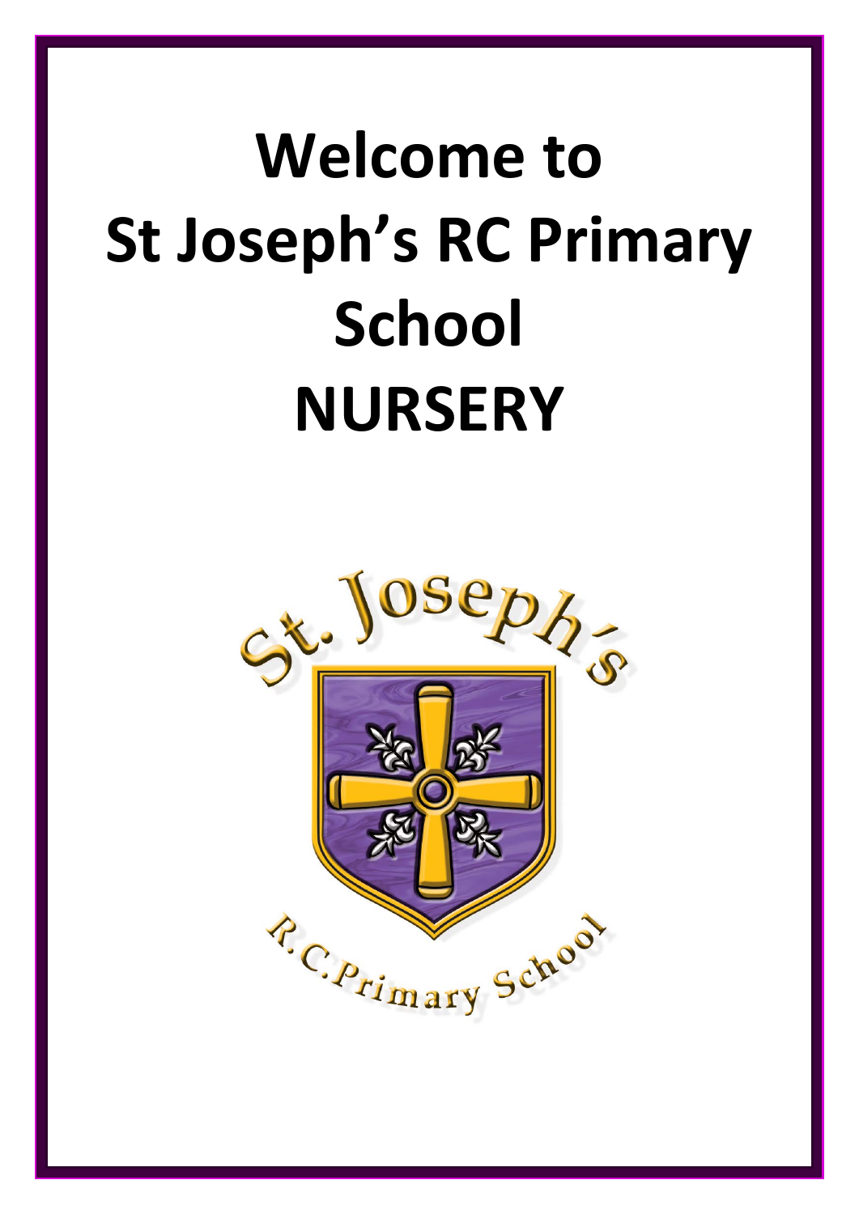# Welcome to St Joseph's RC Primary School NURSERY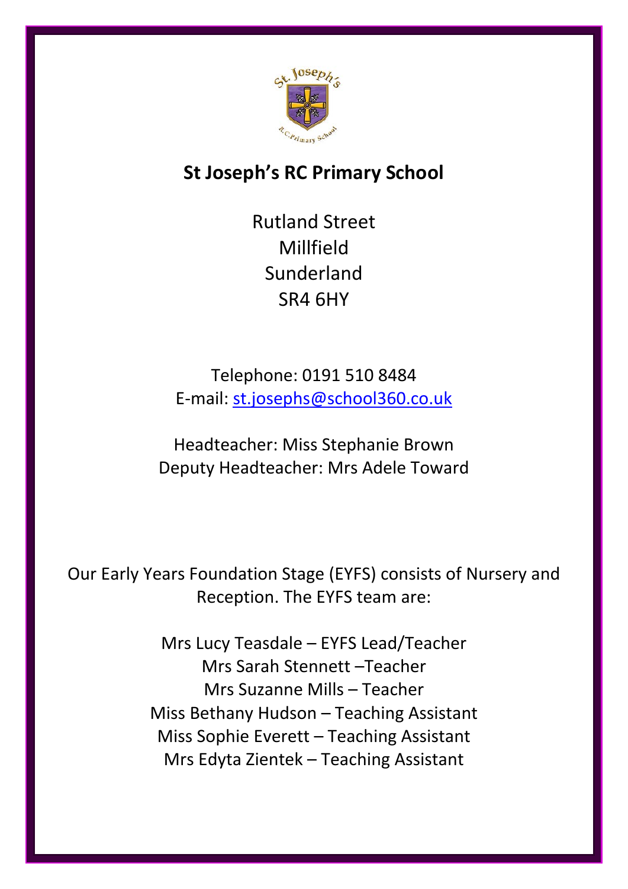# St Joseph's RC Primary School

Rutland Street
Millfield
Sunderland
SR4 6HY

Telephone: 0191 510 8484
E-mail: st.josephs@school360.co.uk

Headteacher: Miss Stephanie Brown
Deputy Headteacher: Mrs Adele Toward

Our Early Years Foundation Stage (EYFS) consists of Nursery and Reception. The EYFS team are:

Mrs Lucy Teasdale – EYFS Lead/Teacher
Mrs Sarah Stennett –Teacher
Mrs Suzanne Mills – Teacher
Miss Bethany Hudson – Teaching Assistant
Miss Sophie Everett – Teaching Assistant
Mrs Edyta Zientek – Teaching Assistant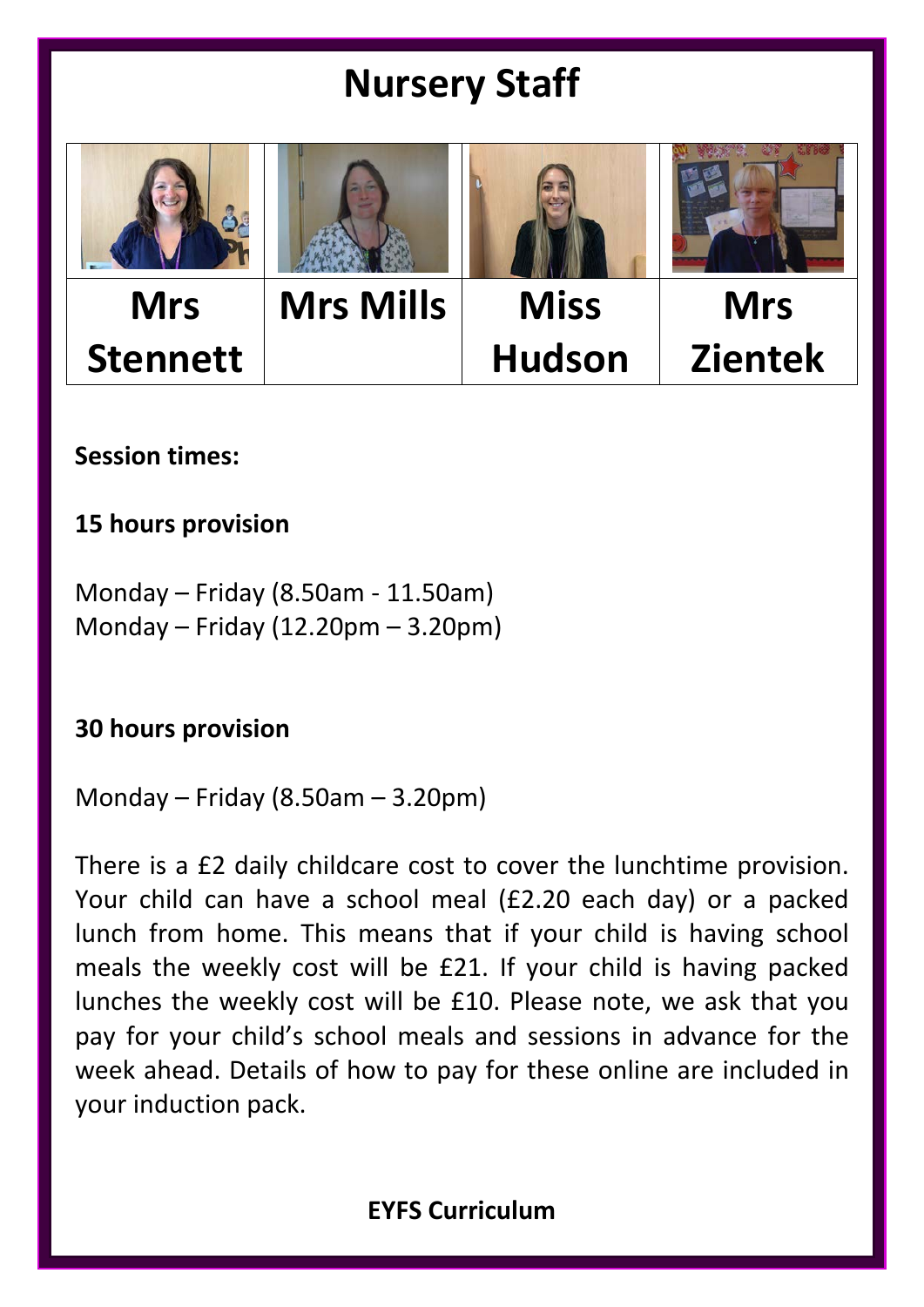# Nursery Staff

| Mrs Stennett | Mrs Mills | Miss Hudson | Mrs Zientek |
|---|---|---|---|

**Session times:**

**15 hours provision**

Monday – Friday (8.50am - 11.50am)
Monday – Friday (12.20pm – 3.20pm)

**30 hours provision**

Monday – Friday (8.50am – 3.20pm)

There is a £2 daily childcare cost to cover the lunchtime provision. Your child can have a school meal (£2.20 each day) or a packed lunch from home. This means that if your child is having school meals the weekly cost will be £21. If your child is having packed lunches the weekly cost will be £10. Please note, we ask that you pay for your child's school meals and sessions in advance for the week ahead. Details of how to pay for these online are included in your induction pack.

**EYFS Curriculum**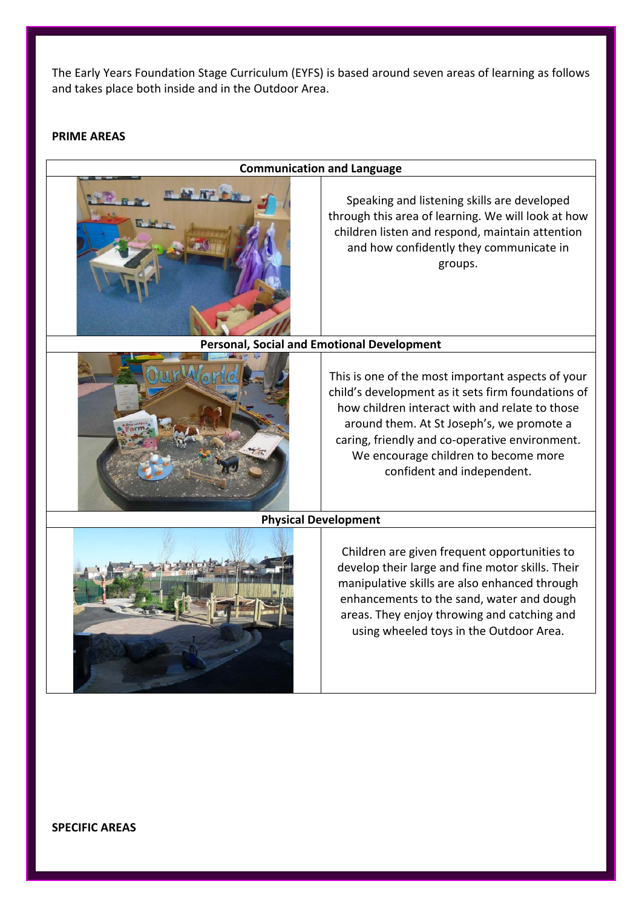The Early Years Foundation Stage Curriculum (EYFS) is based around seven areas of learning as follows and takes place both inside and in the Outdoor Area.

**PRIME AREAS**

| Communication and Language | |
|---|---|
| | Speaking and listening skills are developed through this area of learning. We will look at how children listen and respond, maintain attention and how confidently they communicate in groups. |
| **Personal, Social and Emotional Development** | |
| | This is one of the most important aspects of your child's development as it sets firm foundations of how children interact with and relate to those around them. At St Joseph's, we promote a caring, friendly and co-operative environment. We encourage children to become more confident and independent. |
| **Physical Development** | |
| | Children are given frequent opportunities to develop their large and fine motor skills. Their manipulative skills are also enhanced through enhancements to the sand, water and dough areas. They enjoy throwing and catching and using wheeled toys in the Outdoor Area. |

**SPECIFIC AREAS**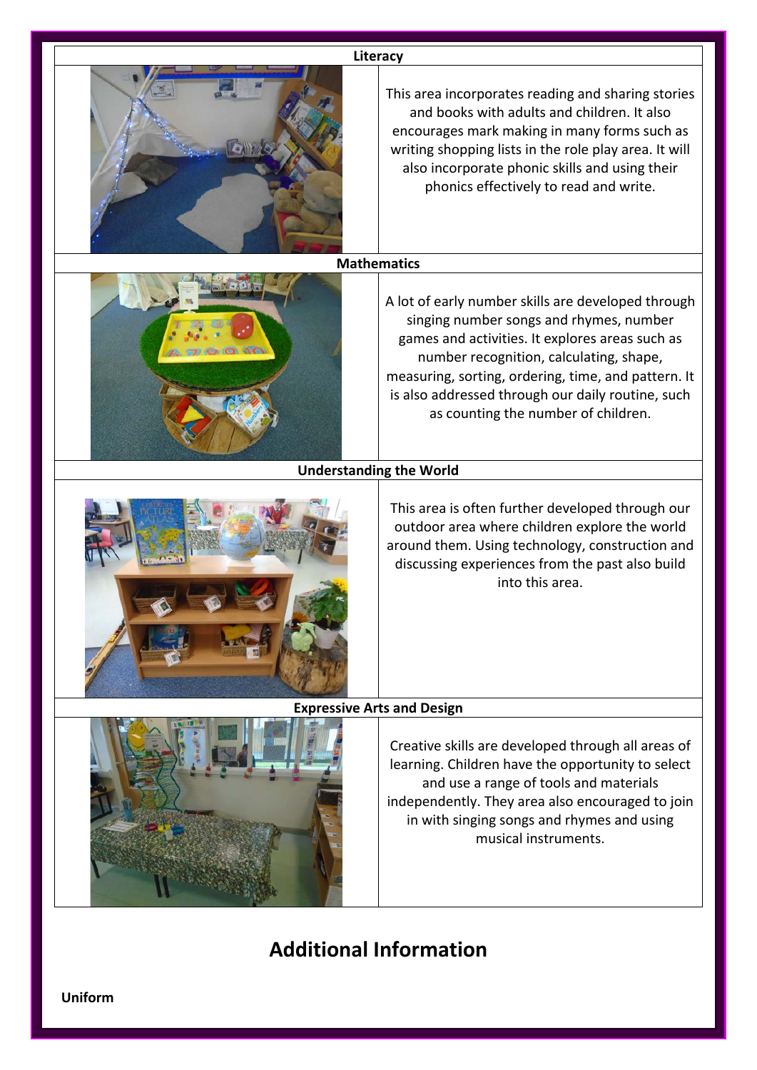| Literacy | |
|---|---|
| | This area incorporates reading and sharing stories and books with adults and children. It also encourages mark making in many forms such as writing shopping lists in the role play area. It will also incorporate phonic skills and using their phonics effectively to read and write. |
| **Mathematics** | |
| | A lot of early number skills are developed through singing number songs and rhymes, number games and activities. It explores areas such as number recognition, calculating, shape, measuring, sorting, ordering, time, and pattern. It is also addressed through our daily routine, such as counting the number of children. |
| **Understanding the World** | |
| | This area is often further developed through our outdoor area where children explore the world around them. Using technology, construction and discussing experiences from the past also build into this area. |
| **Expressive Arts and Design** | |
| | Creative skills are developed through all areas of learning. Children have the opportunity to select and use a range of tools and materials independently. They area also encouraged to join in with singing songs and rhymes and using musical instruments. |

## Additional Information

**Uniform**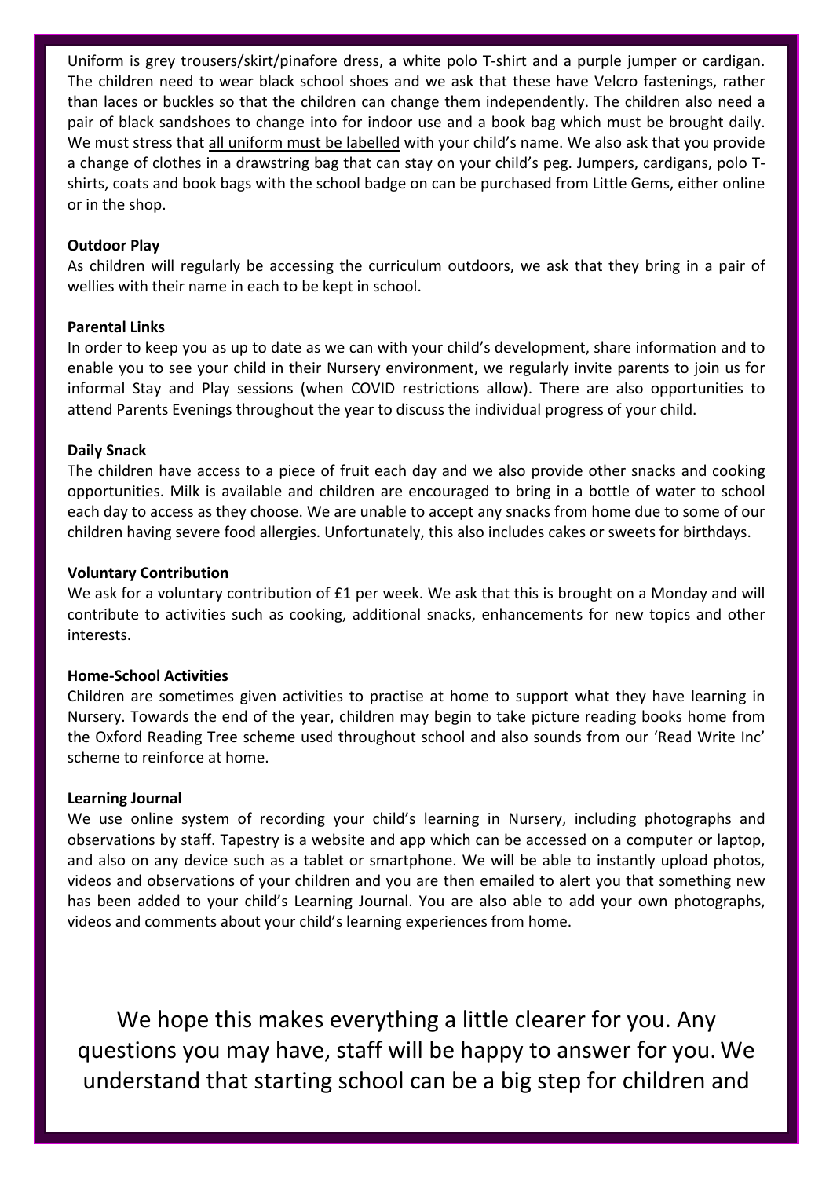Uniform is grey trousers/skirt/pinafore dress, a white polo T-shirt and a purple jumper or cardigan. The children need to wear black school shoes and we ask that these have Velcro fastenings, rather than laces or buckles so that the children can change them independently. The children also need a pair of black sandshoes to change into for indoor use and a book bag which must be brought daily. We must stress that <u>all uniform must be labelled</u> with your child's name. We also ask that you provide a change of clothes in a drawstring bag that can stay on your child's peg. Jumpers, cardigans, polo T-shirts, coats and book bags with the school badge on can be purchased from Little Gems, either online or in the shop.

**Outdoor Play**

As children will regularly be accessing the curriculum outdoors, we ask that they bring in a pair of wellies with their name in each to be kept in school.

**Parental Links**

In order to keep you as up to date as we can with your child's development, share information and to enable you to see your child in their Nursery environment, we regularly invite parents to join us for informal Stay and Play sessions (when COVID restrictions allow). There are also opportunities to attend Parents Evenings throughout the year to discuss the individual progress of your child.

**Daily Snack**

The children have access to a piece of fruit each day and we also provide other snacks and cooking opportunities. Milk is available and children are encouraged to bring in a bottle of <u>water</u> to school each day to access as they choose. We are unable to accept any snacks from home due to some of our children having severe food allergies. Unfortunately, this also includes cakes or sweets for birthdays.

**Voluntary Contribution**

We ask for a voluntary contribution of £1 per week. We ask that this is brought on a Monday and will contribute to activities such as cooking, additional snacks, enhancements for new topics and other interests.

**Home-School Activities**

Children are sometimes given activities to practise at home to support what they have learning in Nursery. Towards the end of the year, children may begin to take picture reading books home from the Oxford Reading Tree scheme used throughout school and also sounds from our 'Read Write Inc' scheme to reinforce at home.

**Learning Journal**

We use online system of recording your child's learning in Nursery, including photographs and observations by staff. Tapestry is a website and app which can be accessed on a computer or laptop, and also on any device such as a tablet or smartphone. We will be able to instantly upload photos, videos and observations of your children and you are then emailed to alert you that something new has been added to your child's Learning Journal. You are also able to add your own photographs, videos and comments about your child's learning experiences from home.

We hope this makes everything a little clearer for you. Any questions you may have, staff will be happy to answer for you. We understand that starting school can be a big step for children and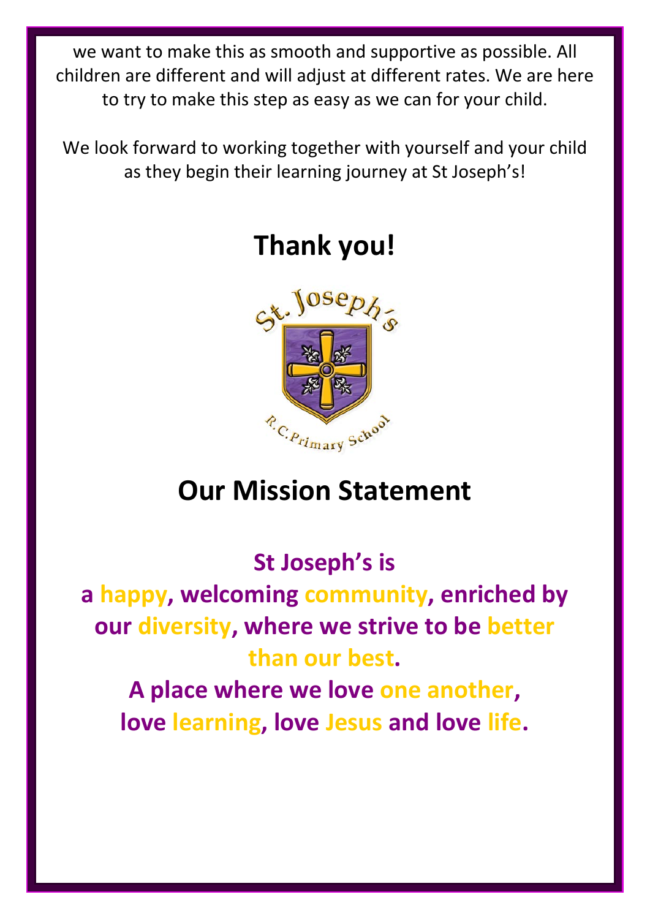we want to make this as smooth and supportive as possible. All children are different and will adjust at different rates. We are here to try to make this step as easy as we can for your child.

We look forward to working together with yourself and your child as they begin their learning journey at St Joseph's!

# Thank you!

# Our Mission Statement

**St Joseph's is**
**a happy, welcoming community, enriched by our diversity, where we strive to be better than our best.**
**A place where we love one another, love learning, love Jesus and love life.**